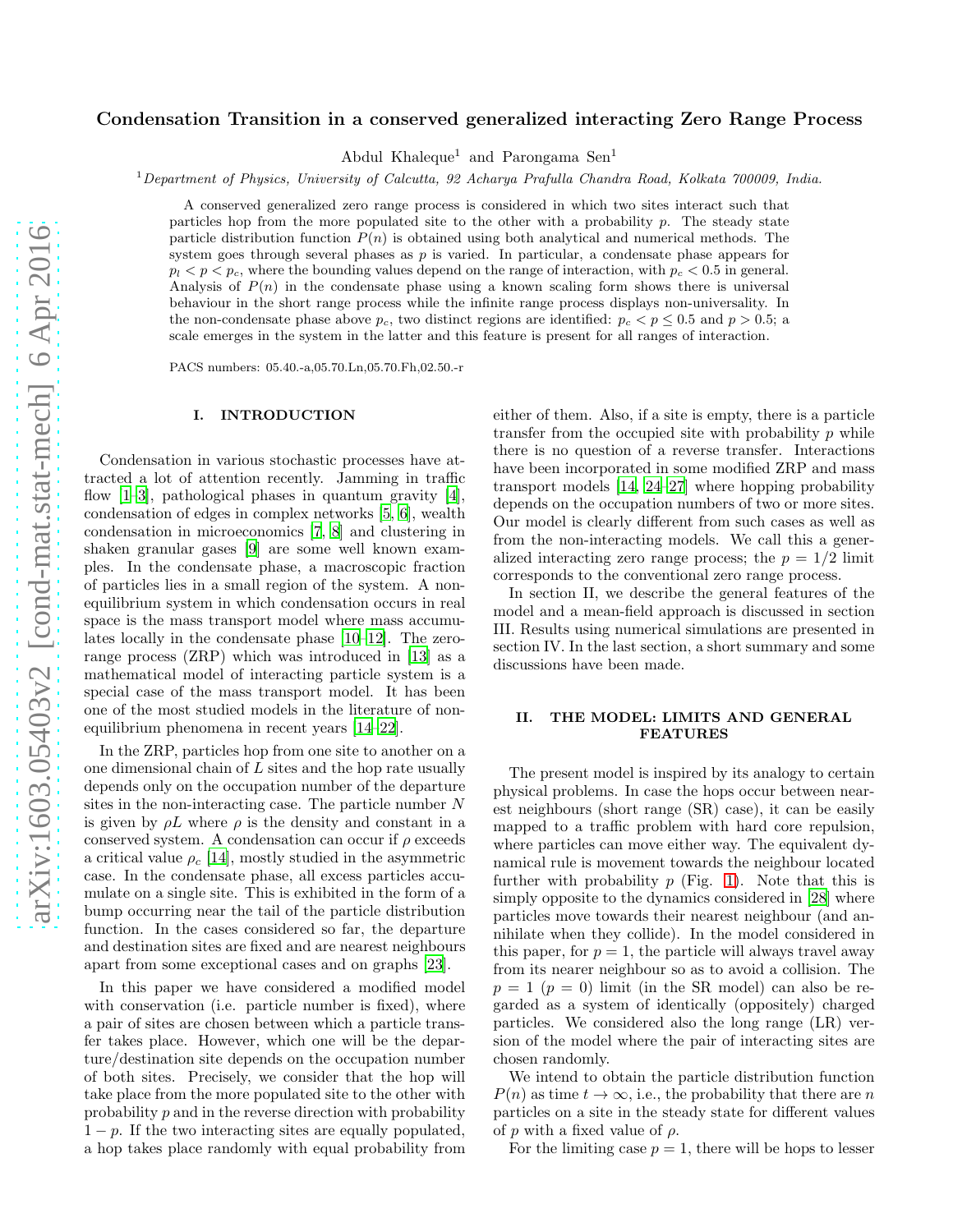# Condensation Transition in a conserved generalized interacting Zero Range Process

Abdul Khaleque[1] and Parongama Sen[1]

[1]*Department of Physics, University of Calcutta, 92 Acharya Prafulla Chandra Road, Kolkata 700009, India.*

A conserved generalized zero range process is considered in which two sites interact such that particles hop from the more populated site to the other with a probability $p$. The steady state particle distribution function $P(n)$ is obtained using both analytical and numerical methods. The system goes through several phases as $p$ is varied. In particular, a condensate phase appears for $p_l < p < p_c$, where the bounding values depend on the range of interaction, with $p_c < 0.5$ in general. Analysis of $P(n)$ in the condensate phase using a known scaling form shows there is universal behaviour in the short range process while the infinite range process displays non-universality. In the non-condensate phase above $p_c$, two distinct regions are identified: $p_c < p \leq 0.5$ and $p > 0.5$; a scale emerges in the system in the latter and this feature is present for all ranges of interaction.

PACS numbers: 05.40.-a,05.70.Ln,05.70.Fh,02.50.-r

## I. INTRODUCTION

Condensation in various stochastic processes have attracted a lot of attention recently. Jamming in traffic flow [1–3], pathological phases in quantum gravity [4], condensation of edges in complex networks [5, 6], wealth condensation in microeconomics [7, 8] and clustering in shaken granular gases [9] are some well known examples. In the condensate phase, a macroscopic fraction of particles lies in a small region of the system. A non-equilibrium system in which condensation occurs in real space is the mass transport model where mass accumulates locally in the condensate phase [10–12]. The zero-range process (ZRP) which was introduced in [13] as a mathematical model of interacting particle system is a special case of the mass transport model. It has been one of the most studied models in the literature of non-equilibrium phenomena in recent years [14–22].

In the ZRP, particles hop from one site to another on a one dimensional chain of $L$ sites and the hop rate usually depends only on the occupation number of the departure sites in the non-interacting case. The particle number $N$ is given by $\rho L$ where $\rho$ is the density and constant in a conserved system. A condensation can occur if $\rho$ exceeds a critical value $\rho_c$ [14], mostly studied in the asymmetric case. In the condensate phase, all excess particles accumulate on a single site. This is exhibited in the form of a bump occurring near the tail of the particle distribution function. In the cases considered so far, the departure and destination sites are fixed and are nearest neighbours apart from some exceptional cases and on graphs [23].

In this paper we have considered a modified model with conservation (i.e. particle number is fixed), where a pair of sites are chosen between which a particle transfer takes place. However, which one will be the departure/destination site depends on the occupation number of both sites. Precisely, we consider that the hop will take place from the more populated site to the other with probability $p$ and in the reverse direction with probability $1-p$. If the two interacting sites are equally populated, a hop takes place randomly with equal probability from either of them. Also, if a site is empty, there is a particle transfer from the occupied site with probability $p$ while there is no question of a reverse transfer. Interactions have been incorporated in some modified ZRP and mass transport models [14, 24–27] where hopping probability depends on the occupation numbers of two or more sites. Our model is clearly different from such cases as well as from the non-interacting models. We call this a generalized interacting zero range process; the $p = 1/2$ limit corresponds to the conventional zero range process.

In section II, we describe the general features of the model and a mean-field approach is discussed in section III. Results using numerical simulations are presented in section IV. In the last section, a short summary and some discussions have been made.

## II. THE MODEL: LIMITS AND GENERAL FEATURES

The present model is inspired by its analogy to certain physical problems. In case the hops occur between nearest neighbours (short range (SR) case), it can be easily mapped to a traffic problem with hard core repulsion, where particles can move either way. The equivalent dynamical rule is movement towards the neighbour located further with probability $p$ (Fig. 1). Note that this is simply opposite to the dynamics considered in [28] where particles move towards their nearest neighbour (and annihilate when they collide). In the model considered in this paper, for $p = 1$, the particle will always travel away from its nearer neighbour so as to avoid a collision. The $p = 1$ ($p = 0$) limit (in the SR model) can also be regarded as a system of identically (oppositely) charged particles. We considered also the long range (LR) version of the model where the pair of interacting sites are chosen randomly.

We intend to obtain the particle distribution function $P(n)$ as time $t \to \infty$, i.e., the probability that there are $n$ particles on a site in the steady state for different values of $p$ with a fixed value of $\rho$.

For the limiting case $p = 1$, there will be hops to lesser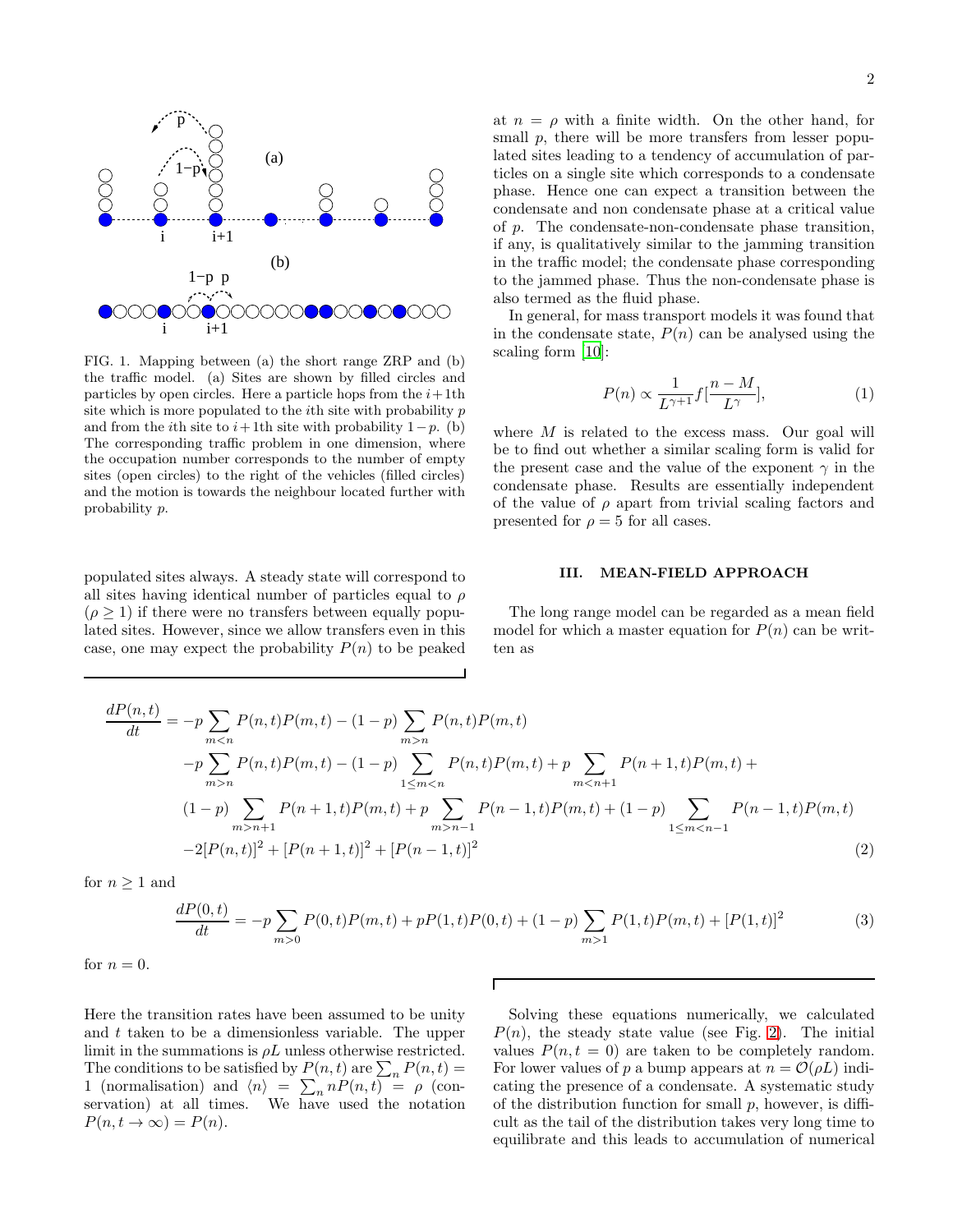FIG. 1. Mapping between (a) the short range ZRP and (b) the traffic model. (a) Sites are shown by filled circles and particles by open circles. Here a particle hops from the $i+1$th site which is more populated to the $i$th site with probability $p$ and from the $i$th site to $i+1$th site with probability $1-p$. (b) The corresponding traffic problem in one dimension, where the occupation number corresponds to the number of empty sites (open circles) to the right of the vehicles (filled circles) and the motion is towards the neighbour located further with probability $p$.

populated sites always. A steady state will correspond to all sites having identical number of particles equal to $\rho$ ($\rho \geq 1$) if there were no transfers between equally populated sites. However, since we allow transfers even in this case, one may expect the probability $P(n)$ to be peaked at $n = \rho$ with a finite width. On the other hand, for small $p$, there will be more transfers from lesser populated sites leading to a tendency of accumulation of particles on a single site which corresponds to a condensate phase. Hence one can expect a transition between the condensate and non condensate phase at a critical value of $p$. The condensate-non-condensate phase transition, if any, is qualitatively similar to the jamming transition in the traffic model; the condensate phase corresponding to the jammed phase. Thus the non-condensate phase is also termed as the fluid phase.

In general, for mass transport models it was found that in the condensate state, $P(n)$ can be analysed using the scaling form [10]:

$$P(n) \propto \frac{1}{L^{\gamma+1}} f[\frac{n-M}{L^{\gamma}}], \tag{1}$$

where $M$ is related to the excess mass. Our goal will be to find out whether a similar scaling form is valid for the present case and the value of the exponent $\gamma$ in the condensate phase. Results are essentially independent of the value of $\rho$ apart from trivial scaling factors and presented for $\rho = 5$ for all cases.

## III. MEAN-FIELD APPROACH

The long range model can be regarded as a mean field model for which a master equation for $P(n)$ can be written as

$$\begin{aligned}
\frac{dP(n,t)}{dt} = & -p\sum_{m<n} P(n,t)P(m,t) - (1-p)\sum_{m>n} P(n,t)P(m,t) \\
& -p\sum_{m>n} P(n,t)P(m,t) - (1-p)\sum_{1\leq m<n} P(n,t)P(m,t) + p\sum_{m<n+1} P(n+1,t)P(m,t) + \\
& (1-p)\sum_{m>n+1} P(n+1,t)P(m,t) + p\sum_{m>n-1} P(n-1,t)P(m,t) + (1-p)\sum_{1\leq m<n-1} P(n-1,t)P(m,t) \\
& -2[P(n,t)]^2 + [P(n+1,t)]^2 + [P(n-1,t)]^2
\end{aligned} \tag{2}$$

for $n \geq 1$ and

$$\frac{dP(0,t)}{dt} = -p\sum_{m>0} P(0,t)P(m,t) + pP(1,t)P(0,t) + (1-p)\sum_{m>1} P(1,t)P(m,t) + [P(1,t)]^2 \tag{3}$$

for $n = 0$.

Here the transition rates have been assumed to be unity and $t$ taken to be a dimensionless variable. The upper limit in the summations is $\rho L$ unless otherwise restricted. The conditions to be satisfied by $P(n,t)$ are $\sum_n P(n,t) = 1$ (normalisation) and $\langle n \rangle = \sum_n nP(n,t) = \rho$ (conservation) at all times. We have used the notation $P(n, t \to \infty) = P(n)$.

Solving these equations numerically, we calculated $P(n)$, the steady state value (see Fig. 2). The initial values $P(n, t = 0)$ are taken to be completely random. For lower values of $p$ a bump appears at $n = \mathcal{O}(\rho L)$ indicating the presence of a condensate. A systematic study of the distribution function for small $p$, however, is difficult as the tail of the distribution takes very long time to equilibrate and this leads to accumulation of numerical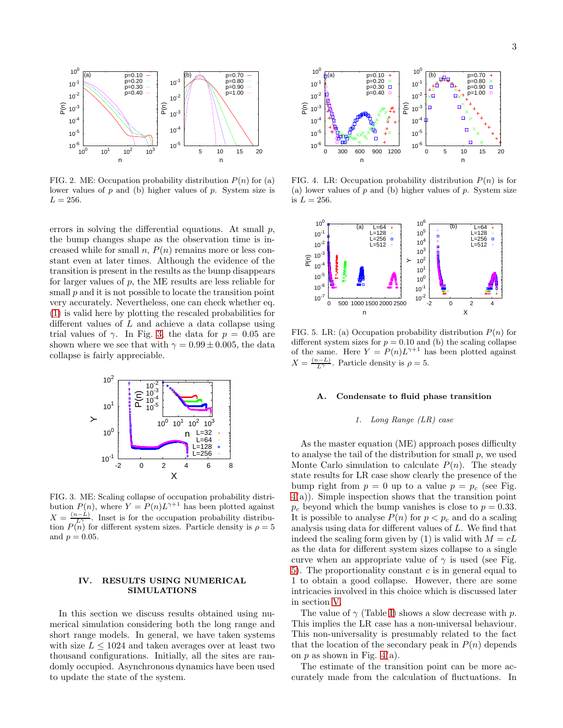FIG. 2. ME: Occupation probability distribution $P(n)$ for (a) lower values of $p$ and (b) higher values of $p$. System size is $L = 256$.

errors in solving the differential equations. At small $p$, the bump changes shape as the observation time is increased while for small $n$, $P(n)$ remains more or less constant even at later times. Although the evidence of the transition is present in the results as the bump disappears for larger values of $p$, the ME results are less reliable for small $p$ and it is not possible to locate the transition point very accurately. Nevertheless, one can check whether eq. (1) is valid here by plotting the rescaled probabilities for different values of $L$ and achieve a data collapse using trial values of $\gamma$. In Fig. 3, the data for $p = 0.05$ are shown where we see that with $\gamma = 0.99 \pm 0.005$, the data collapse is fairly appreciable.

FIG. 3. ME: Scaling collapse of occupation probability distribution $P(n)$, where $Y = P(n)L^{\gamma+1}$ has been plotted against $X = \frac{(n-L)}{L^{\gamma}}$. Inset is for the occupation probability distribution $P(n)$ for different system sizes. Particle density is $\rho = 5$ and $p = 0.05$.

## IV. RESULTS USING NUMERICAL SIMULATIONS

In this section we discuss results obtained using numerical simulation considering both the long range and short range models. In general, we have taken systems with size $L \leq 1024$ and taken averages over at least two thousand configurations. Initially, all the sites are randomly occupied. Asynchronous dynamics have been used to update the state of the system.

FIG. 4. LR: Occupation probability distribution $P(n)$ is for (a) lower values of $p$ and (b) higher values of $p$. System size is $L = 256$.

FIG. 5. LR: (a) Occupation probability distribution $P(n)$ for different system sizes for $p = 0.10$ and (b) the scaling collapse of the same. Here $Y = P(n)L^{\gamma+1}$ has been plotted against $X = \frac{(n-L)}{L^{\gamma}}$. Particle density is $\rho = 5$.

### A. Condensate to fluid phase transition

#### 1. Long Range (LR) case

As the master equation (ME) approach poses difficulty to analyse the tail of the distribution for small $p$, we used Monte Carlo simulation to calculate $P(n)$. The steady state results for LR case show clearly the presence of the bump right from $p = 0$ up to a value $p = p_c$ (see Fig. 4(a)). Simple inspection shows that the transition point $p_c$ beyond which the bump vanishes is close to $p = 0.33$. It is possible to analyse $P(n)$ for $p < p_c$ and do a scaling analysis using data for different values of $L$. We find that indeed the scaling form given by (1) is valid with $M = cL$ as the data for different system sizes collapse to a single curve when an appropriate value of $\gamma$ is used (see Fig. 5). The proportionality constant $c$ is in general equal to 1 to obtain a good collapse. However, there are some intricacies involved in this choice which is discussed later in section V.

The value of $\gamma$ (Table I) shows a slow decrease with $p$. This implies the LR case has a non-universal behaviour. This non-universality is presumably related to the fact that the location of the secondary peak in $P(n)$ depends on $p$ as shown in Fig. 4(a).

The estimate of the transition point can be more accurately made from the calculation of fluctuations. In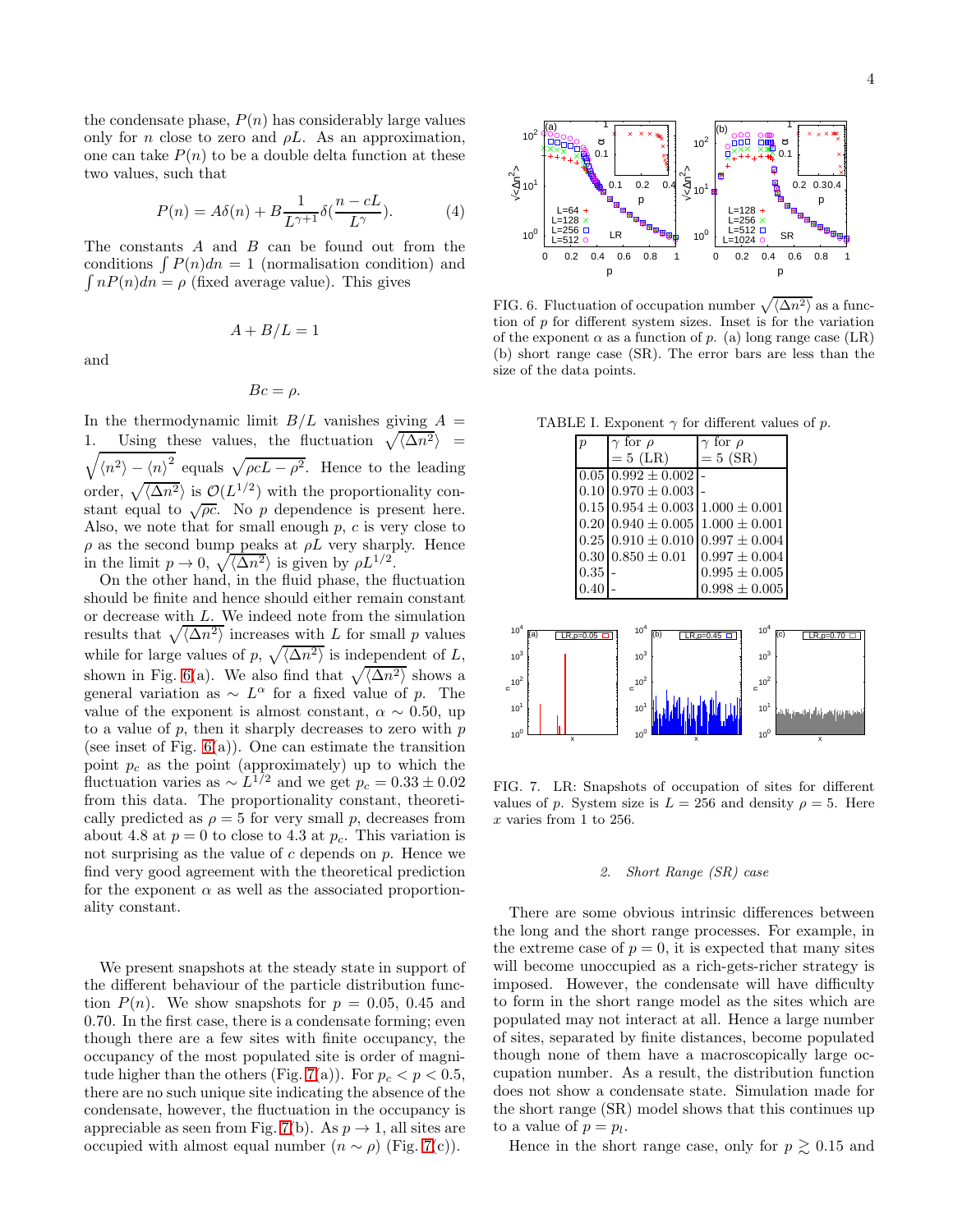the condensate phase, $P(n)$ has considerably large values only for $n$ close to zero and $\rho L$. As an approximation, one can take $P(n)$ to be a double delta function at these two values, such that

$$P(n) = A\delta(n) + B\frac{1}{L^{\gamma+1}}\delta(\frac{n-cL}{L^{\gamma}}). \tag{4}$$

The constants $A$ and $B$ can be found out from the conditions $\int P(n)dn = 1$ (normalisation condition) and $\int nP(n)dn = \rho$ (fixed average value). This gives

$$A + B/L = 1$$

and

$$Bc = \rho.$$

In the thermodynamic limit $B/L$ vanishes giving $A = 1$. Using these values, the fluctuation $\sqrt{\langle\Delta n^2\rangle} = \sqrt{\langle n^2\rangle - \langle n\rangle^2}$ equals $\sqrt{\rho c L - \rho^2}$. Hence to the leading order, $\sqrt{\langle\Delta n^2\rangle}$ is $\mathcal{O}(L^{1/2})$ with the proportionality constant equal to $\sqrt{\rho c}$. No $p$ dependence is present here. Also, we note that for small enough $p$, $c$ is very close to $\rho$ as the second bump peaks at $\rho L$ very sharply. Hence in the limit $p \to 0$, $\sqrt{\langle\Delta n^2\rangle}$ is given by $\rho L^{1/2}$.

On the other hand, in the fluid phase, the fluctuation should be finite and hence should either remain constant or decrease with $L$. We indeed note from the simulation results that $\sqrt{\langle\Delta n^2\rangle}$ increases with $L$ for small $p$ values while for large values of $p$, $\sqrt{\langle\Delta n^2\rangle}$ is independent of $L$, shown in Fig. 6(a). We also find that $\sqrt{\langle\Delta n^2\rangle}$ shows a general variation as $\sim L^{\alpha}$ for a fixed value of $p$. The value of the exponent is almost constant, $\alpha \sim 0.50$, up to a value of $p$, then it sharply decreases to zero with $p$ (see inset of Fig. 6(a)). One can estimate the transition point $p_c$ as the point (approximately) up to which the fluctuation varies as $\sim L^{1/2}$ and we get $p_c = 0.33 \pm 0.02$ from this data. The proportionality constant, theoretically predicted as $\rho = 5$ for very small $p$, decreases from about 4.8 at $p = 0$ to close to 4.3 at $p_c$. This variation is not surprising as the value of $c$ depends on $p$. Hence we find very good agreement with the theoretical prediction for the exponent $\alpha$ as well as the associated proportionality constant.

We present snapshots at the steady state in support of the different behaviour of the particle distribution function $P(n)$. We show snapshots for $p = 0.05$, 0.45 and 0.70. In the first case, there is a condensate forming; even though there are a few sites with finite occupancy, the occupancy of the most populated site is order of magnitude higher than the others (Fig. 7(a)). For $p_c < p < 0.5$, there are no such unique site indicating the absence of the condensate, however, the fluctuation in the occupancy is appreciable as seen from Fig. 7(b). As $p \to 1$, all sites are occupied with almost equal number ($n \sim \rho$) (Fig. 7(c)).

FIG. 6. Fluctuation of occupation number $\sqrt{\langle\Delta n^2\rangle}$ as a function of $p$ for different system sizes. Inset is for the variation of the exponent $\alpha$ as a function of $p$. (a) long range case (LR) (b) short range case (SR). The error bars are less than the size of the data points.

TABLE I. Exponent $\gamma$ for different values of $p$.

| $p$ | $\gamma$ for $\rho = 5$ (LR) | $\gamma$ for $\rho = 5$ (SR) |
|---|---|---|
| 0.05 | $0.992 \pm 0.002$ | - |
| 0.10 | $0.970 \pm 0.003$ | - |
| 0.15 | $0.954 \pm 0.003$ | $1.000 \pm 0.001$ |
| 0.20 | $0.940 \pm 0.005$ | $1.000 \pm 0.001$ |
| 0.25 | $0.910 \pm 0.010$ | $0.997 \pm 0.004$ |
| 0.30 | $0.850 \pm 0.01$ | $0.997 \pm 0.004$ |
| 0.35 | - | $0.995 \pm 0.005$ |
| 0.40 | - | $0.998 \pm 0.005$ |

FIG. 7. LR: Snapshots of occupation of sites for different values of $p$. System size is $L = 256$ and density $\rho = 5$. Here $x$ varies from 1 to 256.

### *2. Short Range (SR) case*

There are some obvious intrinsic differences between the long and the short range processes. For example, in the extreme case of $p = 0$, it is expected that many sites will become unoccupied as a rich-gets-richer strategy is imposed. However, the condensate will have difficulty to form in the short range model as the sites which are populated may not interact at all. Hence a large number of sites, separated by finite distances, become populated though none of them have a macroscopically large occupation number. As a result, the distribution function does not show a condensate state. Simulation made for the short range (SR) model shows that this continues up to a value of $p = p_l$.

Hence in the short range case, only for $p \gtrsim 0.15$ and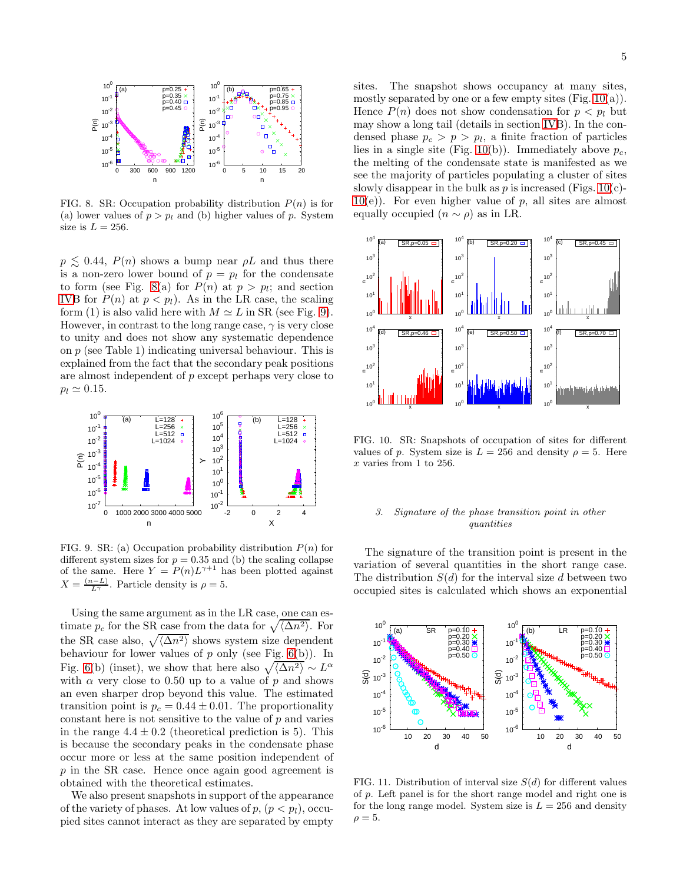FIG. 8. SR: Occupation probability distribution $P(n)$ is for (a) lower values of $p > p_l$ and (b) higher values of $p$. System size is $L = 256$.

$p \lesssim 0.44$, $P(n)$ shows a bump near $\rho L$ and thus there is a non-zero lower bound of $p = p_l$ for the condensate to form (see Fig. 8(a) for $P(n)$ at $p > p_l$; and section IVB for $P(n)$ at $p < p_l$). As in the LR case, the scaling form (1) is also valid here with $M \simeq L$ in SR (see Fig. 9). However, in contrast to the long range case, $\gamma$ is very close to unity and does not show any systematic dependence on $p$ (see Table 1) indicating universal behaviour. This is explained from the fact that the secondary peak positions are almost independent of $p$ except perhaps very close to $p_l \simeq 0.15$.

FIG. 9. SR: (a) Occupation probability distribution $P(n)$ for different system sizes for $p = 0.35$ and (b) the scaling collapse of the same. Here $Y = P(n)L^{\gamma+1}$ has been plotted against $X = \frac{(n-L)}{L^{\gamma}}$. Particle density is $\rho = 5$.

Using the same argument as in the LR case, one can estimate $p_c$ for the SR case from the data for $\sqrt{\langle \Delta n^2 \rangle}$. For the SR case also, $\sqrt{\langle \Delta n^2 \rangle}$ shows system size dependent behaviour for lower values of $p$ only (see Fig. 6(b)). In Fig. 6(b) (inset), we show that here also $\sqrt{\langle \Delta n^2 \rangle} \sim L^{\alpha}$ with $\alpha$ very close to 0.50 up to a value of $p$ and shows an even sharper drop beyond this value. The estimated transition point is $p_c = 0.44 \pm 0.01$. The proportionality constant here is not sensitive to the value of $p$ and varies in the range $4.4 \pm 0.2$ (theoretical prediction is 5). This is because the secondary peaks in the condensate phase occur more or less at the same position independent of $p$ in the SR case. Hence once again good agreement is obtained with the theoretical estimates.

We also present snapshots in support of the appearance of the variety of phases. At low values of $p$, ($p < p_l$), occupied sites cannot interact as they are separated by empty sites. The snapshot shows occupancy at many sites, mostly separated by one or a few empty sites (Fig. 10(a)). Hence $P(n)$ does not show condensation for $p < p_l$ but may show a long tail (details in section IVB). In the condensed phase $p_c > p > p_l$, a finite fraction of particles lies in a single site (Fig. 10(b)). Immediately above $p_c$, the melting of the condensate state is manifested as we see the majority of particles populating a cluster of sites slowly disappear in the bulk as $p$ is increased (Figs. 10(c)-10(e)). For even higher value of $p$, all sites are almost equally occupied ($n \sim \rho$) as in LR.

FIG. 10. SR: Snapshots of occupation of sites for different values of $p$. System size is $L = 256$ and density $\rho = 5$. Here $x$ varies from 1 to 256.

### 3. Signature of the phase transition point in other quantities

The signature of the transition point is present in the variation of several quantities in the short range case. The distribution $S(d)$ for the interval size $d$ between two occupied sites is calculated which shows an exponential

FIG. 11. Distribution of interval size $S(d)$ for different values of $p$. Left panel is for the short range model and right one is for the long range model. System size is $L = 256$ and density $\rho = 5$.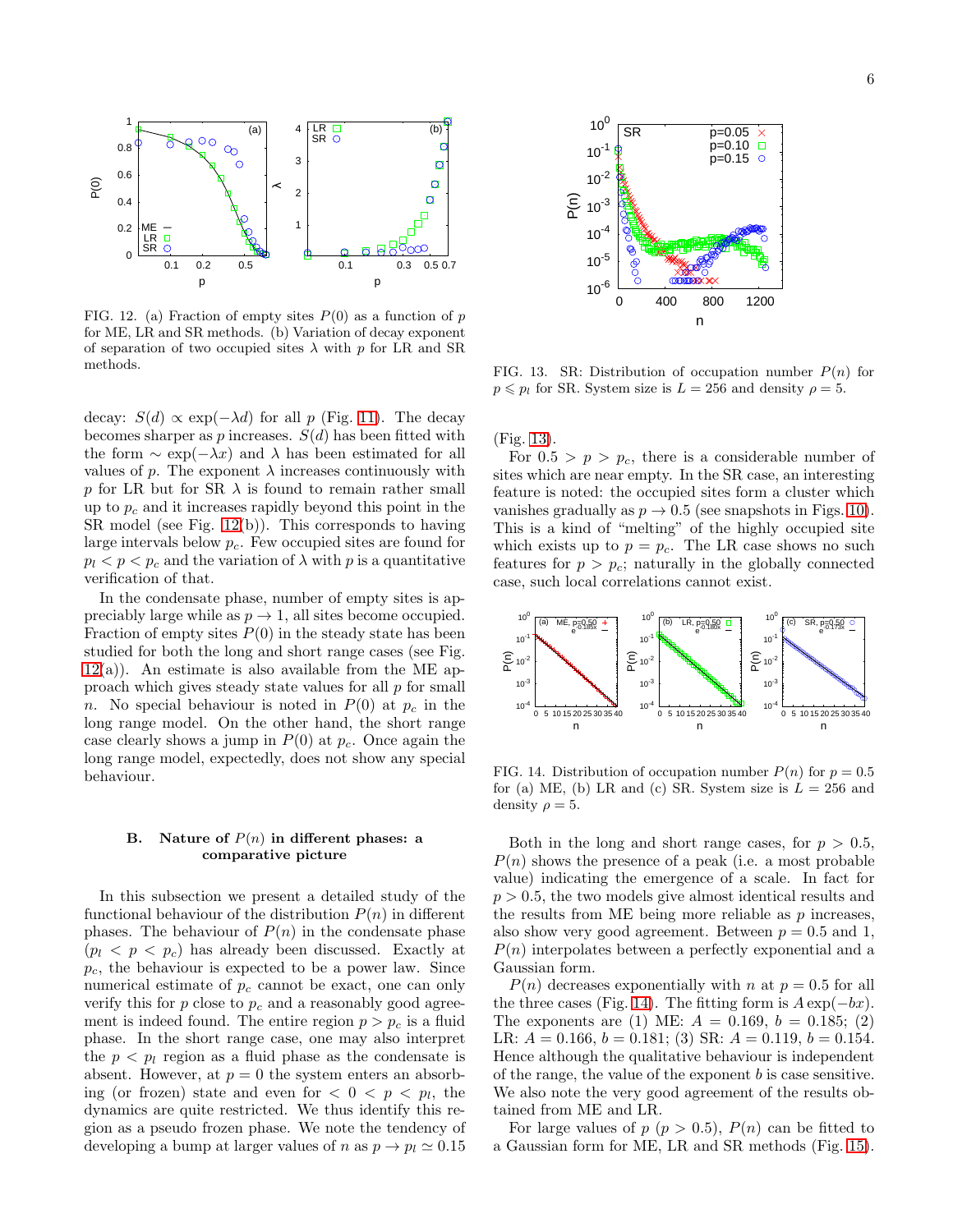FIG. 12. (a) Fraction of empty sites $P(0)$ as a function of $p$ for ME, LR and SR methods. (b) Variation of decay exponent of separation of two occupied sites $\lambda$ with $p$ for LR and SR methods.

decay: $S(d) \propto \exp(-\lambda d)$ for all $p$ (Fig. 11). The decay becomes sharper as $p$ increases. $S(d)$ has been fitted with the form $\sim \exp(-\lambda x)$ and $\lambda$ has been estimated for all values of $p$. The exponent $\lambda$ increases continuously with $p$ for LR but for SR $\lambda$ is found to remain rather small up to $p_c$ and it increases rapidly beyond this point in the SR model (see Fig. 12(b)). This corresponds to having large intervals below $p_c$. Few occupied sites are found for $p_l < p < p_c$ and the variation of $\lambda$ with $p$ is a quantitative verification of that.

In the condensate phase, number of empty sites is appreciably large while as $p \to 1$, all sites become occupied. Fraction of empty sites $P(0)$ in the steady state has been studied for both the long and short range cases (see Fig. 12(a)). An estimate is also available from the ME approach which gives steady state values for all $p$ for small $n$. No special behaviour is noted in $P(0)$ at $p_c$ in the long range model. On the other hand, the short range case clearly shows a jump in $P(0)$ at $p_c$. Once again the long range model, expectedly, does not show any special behaviour.

### B. Nature of $P(n)$ in different phases: a comparative picture

In this subsection we present a detailed study of the functional behaviour of the distribution $P(n)$ in different phases. The behaviour of $P(n)$ in the condensate phase ($p_l < p < p_c$) has already been discussed. Exactly at $p_c$, the behaviour is expected to be a power law. Since numerical estimate of $p_c$ cannot be exact, one can only verify this for $p$ close to $p_c$ and a reasonably good agreement is indeed found. The entire region $p > p_c$ is a fluid phase. In the short range case, one may also interpret the $p < p_l$ region as a fluid phase as the condensate is absent. However, at $p = 0$ the system enters an absorbing (or frozen) state and even for $< 0 < p < p_l$, the dynamics are quite restricted. We thus identify this region as a pseudo frozen phase. We note the tendency of developing a bump at larger values of $n$ as $p \to p_l \simeq 0.15$ (Fig. 13).

FIG. 13. SR: Distribution of occupation number $P(n)$ for $p \leqslant p_l$ for SR. System size is $L = 256$ and density $\rho = 5$.

For $0.5 > p > p_c$, there is a considerable number of sites which are near empty. In the SR case, an interesting feature is noted: the occupied sites form a cluster which vanishes gradually as $p \to 0.5$ (see snapshots in Figs. 10). This is a kind of "melting" of the highly occupied site which exists up to $p = p_c$. The LR case shows no such features for $p > p_c$; naturally in the globally connected case, such local correlations cannot exist.

FIG. 14. Distribution of occupation number $P(n)$ for $p = 0.5$ for (a) ME, (b) LR and (c) SR. System size is $L = 256$ and density $\rho = 5$.

Both in the long and short range cases, for $p > 0.5$, $P(n)$ shows the presence of a peak (i.e. a most probable value) indicating the emergence of a scale. In fact for $p > 0.5$, the two models give almost identical results and the results from ME being more reliable as $p$ increases, also show very good agreement. Between $p = 0.5$ and 1, $P(n)$ interpolates between a perfectly exponential and a Gaussian form.

$P(n)$ decreases exponentially with $n$ at $p = 0.5$ for all the three cases (Fig. 14). The fitting form is $A\exp(-bx)$. The exponents are (1) ME: $A = 0.169$, $b = 0.185$; (2) LR: $A = 0.166$, $b = 0.181$; (3) SR: $A = 0.119$, $b = 0.154$. Hence although the qualitative behaviour is independent of the range, the value of the exponent $b$ is case sensitive. We also note the very good agreement of the results obtained from ME and LR.

For large values of $p$ ($p > 0.5$), $P(n)$ can be fitted to a Gaussian form for ME, LR and SR methods (Fig. 15).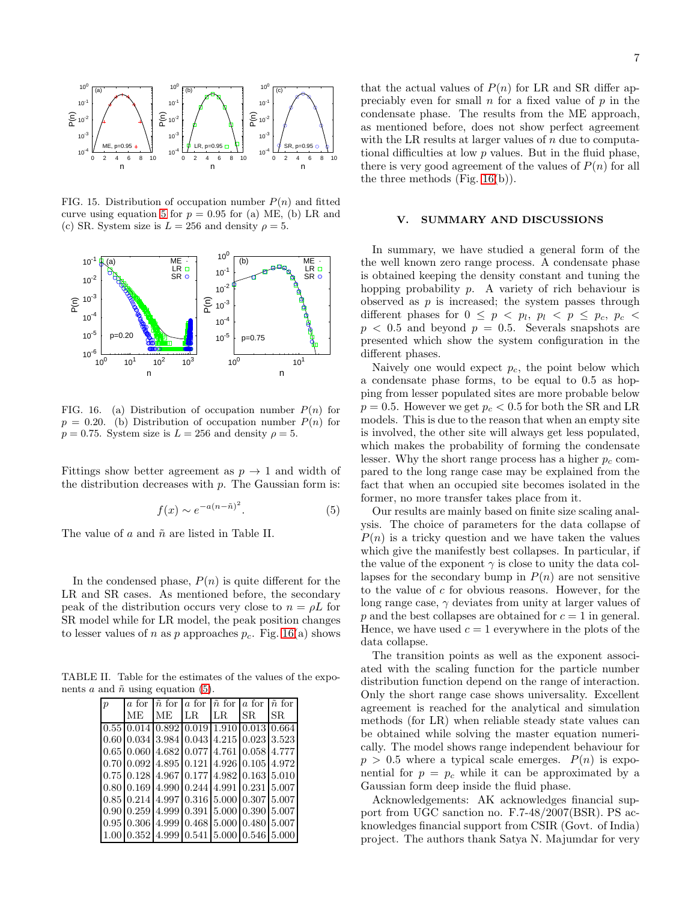FIG. 15. Distribution of occupation number $P(n)$ and fitted curve using equation 5 for $p = 0.95$ for (a) ME, (b) LR and (c) SR. System size is $L = 256$ and density $\rho = 5$.

FIG. 16. (a) Distribution of occupation number $P(n)$ for $p = 0.20$. (b) Distribution of occupation number $P(n)$ for $p = 0.75$. System size is $L = 256$ and density $\rho = 5$.

Fittings show better agreement as $p \to 1$ and width of the distribution decreases with $p$. The Gaussian form is:

$$f(x) \sim e^{-a(n-\tilde{n})^2}. \tag{5}$$

The value of $a$ and $\tilde{n}$ are listed in Table II.

In the condensed phase, $P(n)$ is quite different for the LR and SR cases. As mentioned before, the secondary peak of the distribution occurs very close to $n = \rho L$ for SR model while for LR model, the peak position changes to lesser values of $n$ as $p$ approaches $p_c$. Fig. 16(a) shows that the actual values of $P(n)$ for LR and SR differ appreciably even for small $n$ for a fixed value of $p$ in the condensate phase. The results from the ME approach, as mentioned before, does not show perfect agreement with the LR results at larger values of $n$ due to computational difficulties at low $p$ values. But in the fluid phase, there is very good agreement of the values of $P(n)$ for all the three methods (Fig. 16(b)).

TABLE II. Table for the estimates of the values of the exponents $a$ and $\tilde{n}$ using equation (5).

| $p$ | $a$ for ME | $\tilde{n}$ for ME | $a$ for LR | $\tilde{n}$ for LR | $a$ for SR | $\tilde{n}$ for SR |
|---|---|---|---|---|---|---|
| 0.55 | 0.014 | 0.892 | 0.019 | 1.910 | 0.013 | 0.664 |
| 0.60 | 0.034 | 3.984 | 0.043 | 4.215 | 0.023 | 3.523 |
| 0.65 | 0.060 | 4.682 | 0.077 | 4.761 | 0.058 | 4.777 |
| 0.70 | 0.092 | 4.895 | 0.121 | 4.926 | 0.105 | 4.972 |
| 0.75 | 0.128 | 4.967 | 0.177 | 4.982 | 0.163 | 5.010 |
| 0.80 | 0.169 | 4.990 | 0.244 | 4.991 | 0.231 | 5.007 |
| 0.85 | 0.214 | 4.997 | 0.316 | 5.000 | 0.307 | 5.007 |
| 0.90 | 0.259 | 4.999 | 0.391 | 5.000 | 0.390 | 5.007 |
| 0.95 | 0.306 | 4.999 | 0.468 | 5.000 | 0.480 | 5.007 |
| 1.00 | 0.352 | 4.999 | 0.541 | 5.000 | 0.546 | 5.000 |

## V. SUMMARY AND DISCUSSIONS

In summary, we have studied a general form of the the well known zero range process. A condensate phase is obtained keeping the density constant and tuning the hopping probability $p$. A variety of rich behaviour is observed as $p$ is increased; the system passes through different phases for $0 \leq p < p_l$, $p_l < p \leq p_c$, $p_c < p < 0.5$ and beyond $p = 0.5$. Severals snapshots are presented which show the system configuration in the different phases.

Naively one would expect $p_c$, the point below which a condensate phase forms, to be equal to 0.5 as hopping from lesser populated sites are more probable below $p = 0.5$. However we get $p_c < 0.5$ for both the SR and LR models. This is due to the reason that when an empty site is involved, the other site will always get less populated, which makes the probability of forming the condensate lesser. Why the short range process has a higher $p_c$ compared to the long range case may be explained from the fact that when an occupied site becomes isolated in the former, no more transfer takes place from it.

Our results are mainly based on finite size scaling analysis. The choice of parameters for the data collapse of $P(n)$ is a tricky question and we have taken the values which give the manifestly best collapses. In particular, if the value of the exponent $\gamma$ is close to unity the data collapses for the secondary bump in $P(n)$ are not sensitive to the value of $c$ for obvious reasons. However, for the long range case, $\gamma$ deviates from unity at larger values of $p$ and the best collapses are obtained for $c = 1$ in general. Hence, we have used $c = 1$ everywhere in the plots of the data collapse.

The transition points as well as the exponent associated with the scaling function for the particle number distribution function depend on the range of interaction. Only the short range case shows universality. Excellent agreement is reached for the analytical and simulation methods (for LR) when reliable steady state values can be obtained while solving the master equation numerically. The model shows range independent behaviour for $p > 0.5$ where a typical scale emerges. $P(n)$ is exponential for $p = p_c$ while it can be approximated by a Gaussian form deep inside the fluid phase.

Acknowledgements: AK acknowledges financial support from UGC sanction no. F.7-48/2007(BSR). PS acknowledges financial support from CSIR (Govt. of India) project. The authors thank Satya N. Majumdar for very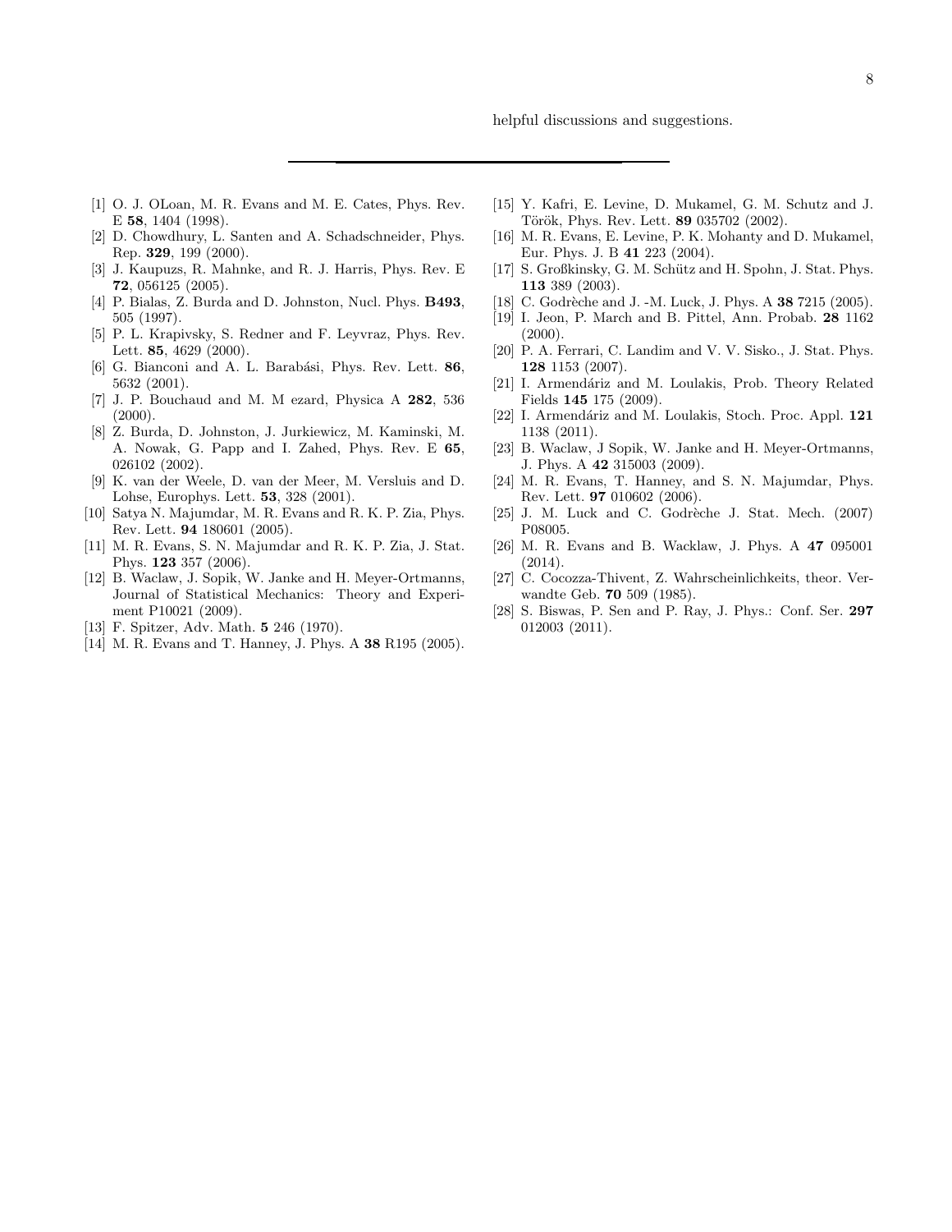helpful discussions and suggestions.

---

[1] O. J. OLoan, M. R. Evans and M. E. Cates, Phys. Rev. E **58**, 1404 (1998).

[2] D. Chowdhury, L. Santen and A. Schadschneider, Phys. Rep. **329**, 199 (2000).

[3] J. Kaupuzs, R. Mahnke, and R. J. Harris, Phys. Rev. E **72**, 056125 (2005).

[4] P. Bialas, Z. Burda and D. Johnston, Nucl. Phys. **B493**, 505 (1997).

[5] P. L. Krapivsky, S. Redner and F. Leyvraz, Phys. Rev. Lett. **85**, 4629 (2000).

[6] G. Bianconi and A. L. Barabási, Phys. Rev. Lett. **86**, 5632 (2001).

[7] J. P. Bouchaud and M. M ezard, Physica A **282**, 536 (2000).

[8] Z. Burda, D. Johnston, J. Jurkiewicz, M. Kaminski, M. A. Nowak, G. Papp and I. Zahed, Phys. Rev. E **65**, 026102 (2002).

[9] K. van der Weele, D. van der Meer, M. Versluis and D. Lohse, Europhys. Lett. **53**, 328 (2001).

[10] Satya N. Majumdar, M. R. Evans and R. K. P. Zia, Phys. Rev. Lett. **94** 180601 (2005).

[11] M. R. Evans, S. N. Majumdar and R. K. P. Zia, J. Stat. Phys. **123** 357 (2006).

[12] B. Waclaw, J. Sopik, W. Janke and H. Meyer-Ortmanns, Journal of Statistical Mechanics: Theory and Experiment P10021 (2009).

[13] F. Spitzer, Adv. Math. **5** 246 (1970).

[14] M. R. Evans and T. Hanney, J. Phys. A **38** R195 (2005).

[15] Y. Kafri, E. Levine, D. Mukamel, G. M. Schutz and J. Török, Phys. Rev. Lett. **89** 035702 (2002).

[16] M. R. Evans, E. Levine, P. K. Mohanty and D. Mukamel, Eur. Phys. J. B **41** 223 (2004).

[17] S. Großkinsky, G. M. Schütz and H. Spohn, J. Stat. Phys. **113** 389 (2003).

[18] C. Godrèche and J. -M. Luck, J. Phys. A **38** 7215 (2005).

[19] I. Jeon, P. March and B. Pittel, Ann. Probab. **28** 1162 (2000).

[20] P. A. Ferrari, C. Landim and V. V. Sisko., J. Stat. Phys. **128** 1153 (2007).

[21] I. Armendáriz and M. Loulakis, Prob. Theory Related Fields **145** 175 (2009).

[22] I. Armendáriz and M. Loulakis, Stoch. Proc. Appl. **121** 1138 (2011).

[23] B. Waclaw, J Sopik, W. Janke and H. Meyer-Ortmanns, J. Phys. A **42** 315003 (2009).

[24] M. R. Evans, T. Hanney, and S. N. Majumdar, Phys. Rev. Lett. **97** 010602 (2006).

[25] J. M. Luck and C. Godrèche J. Stat. Mech. (2007) P08005.

[26] M. R. Evans and B. Wacklaw, J. Phys. A **47** 095001 (2014).

[27] C. Cocozza-Thivent, Z. Wahrscheinlichkeits, theor. Verwandte Geb. **70** 509 (1985).

[28] S. Biswas, P. Sen and P. Ray, J. Phys.: Conf. Ser. **297** 012003 (2011).